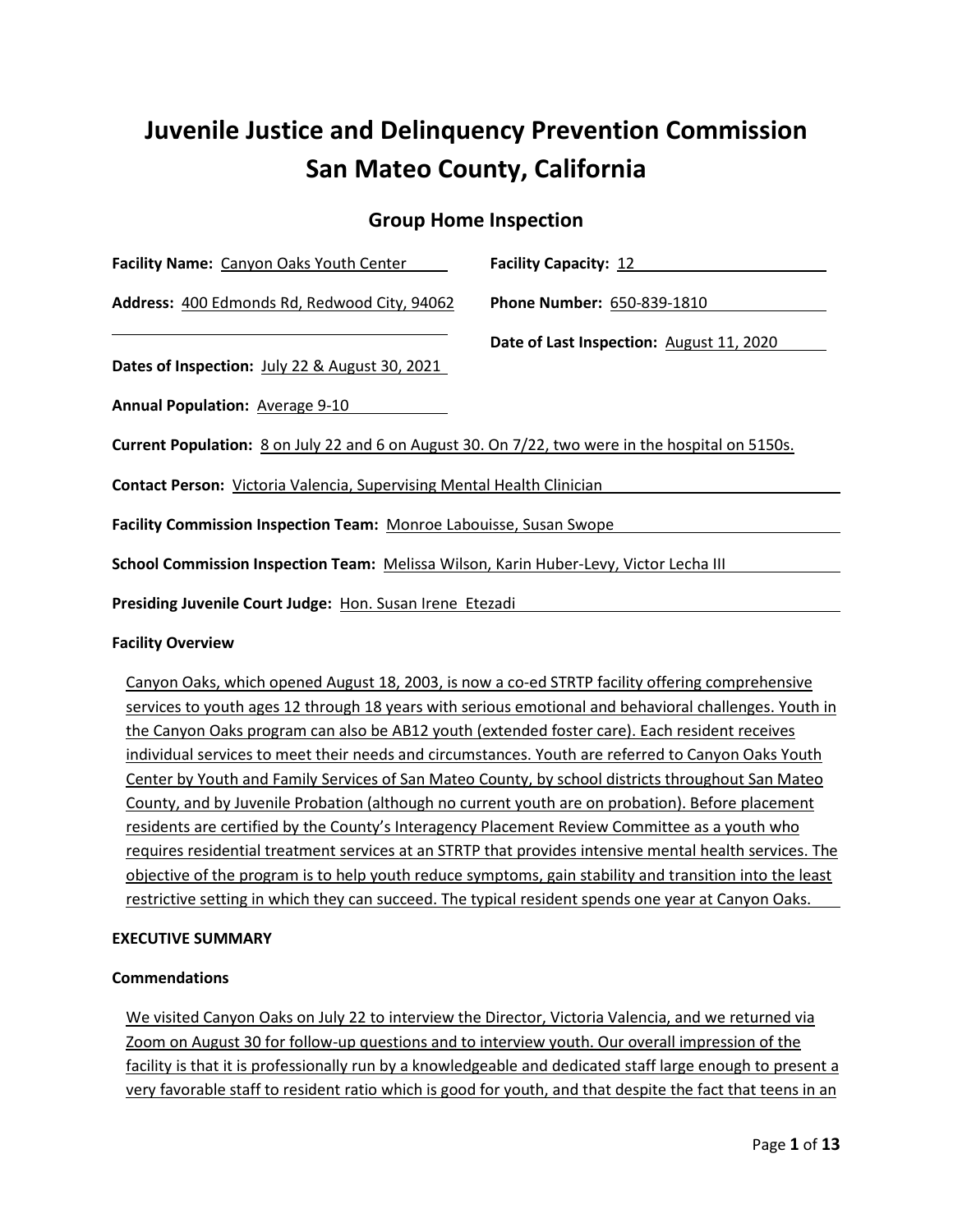# Juvenile Justice and Delinquency Prevention Commission
# San Mateo County, California

## Group Home Inspection

**Facility Name:** Canyon Oaks Youth Center

**Facility Capacity:** 12

**Address:** 400 Edmonds Rd, Redwood City, 94062

**Phone Number:** 650-839-1810

**Date of Last Inspection:** August 11, 2020

**Dates of Inspection:** July 22 & August 30, 2021

**Annual Population:** Average 9-10

**Current Population:** 8 on July 22 and 6 on August 30. On 7/22, two were in the hospital on 5150s.

**Contact Person:** Victoria Valencia, Supervising Mental Health Clinician

**Facility Commission Inspection Team:** Monroe Labouisse, Susan Swope

**School Commission Inspection Team:** Melissa Wilson, Karin Huber-Levy, Victor Lecha III

**Presiding Juvenile Court Judge:** Hon. Susan Irene Etezadi

**Facility Overview**

Canyon Oaks, which opened August 18, 2003, is now a co-ed STRTP facility offering comprehensive services to youth ages 12 through 18 years with serious emotional and behavioral challenges. Youth in the Canyon Oaks program can also be AB12 youth (extended foster care). Each resident receives individual services to meet their needs and circumstances. Youth are referred to Canyon Oaks Youth Center by Youth and Family Services of San Mateo County, by school districts throughout San Mateo County, and by Juvenile Probation (although no current youth are on probation). Before placement residents are certified by the County's Interagency Placement Review Committee as a youth who requires residential treatment services at an STRTP that provides intensive mental health services. The objective of the program is to help youth reduce symptoms, gain stability and transition into the least restrictive setting in which they can succeed. The typical resident spends one year at Canyon Oaks.

**EXECUTIVE SUMMARY**

**Commendations**

We visited Canyon Oaks on July 22 to interview the Director, Victoria Valencia, and we returned via Zoom on August 30 for follow-up questions and to interview youth. Our overall impression of the facility is that it is professionally run by a knowledgeable and dedicated staff large enough to present a very favorable staff to resident ratio which is good for youth, and that despite the fact that teens in an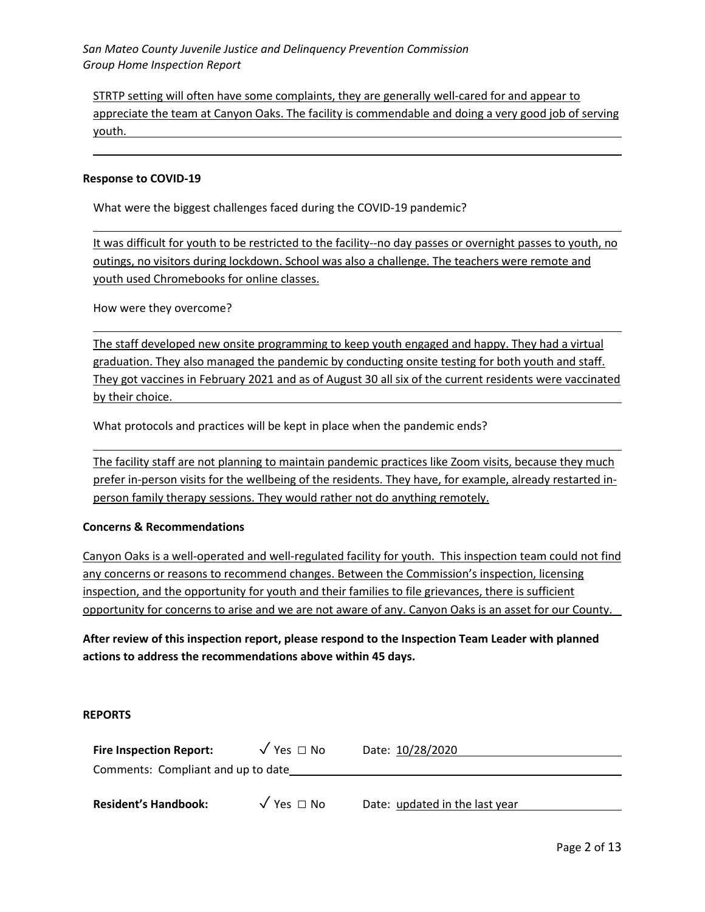STRTP setting will often have some complaints, they are generally well-cared for and appear to appreciate the team at Canyon Oaks. The facility is commendable and doing a very good job of serving youth.

**Response to COVID-19**

What were the biggest challenges faced during the COVID-19 pandemic?

It was difficult for youth to be restricted to the facility--no day passes or overnight passes to youth, no outings, no visitors during lockdown. School was also a challenge. The teachers were remote and youth used Chromebooks for online classes.

How were they overcome?

The staff developed new onsite programming to keep youth engaged and happy. They had a virtual graduation. They also managed the pandemic by conducting onsite testing for both youth and staff. They got vaccines in February 2021 and as of August 30 all six of the current residents were vaccinated by their choice.

What protocols and practices will be kept in place when the pandemic ends?

The facility staff are not planning to maintain pandemic practices like Zoom visits, because they much prefer in-person visits for the wellbeing of the residents. They have, for example, already restarted in-person family therapy sessions. They would rather not do anything remotely.

**Concerns & Recommendations**

Canyon Oaks is a well-operated and well-regulated facility for youth. This inspection team could not find any concerns or reasons to recommend changes. Between the Commission's inspection, licensing inspection, and the opportunity for youth and their families to file grievances, there is sufficient opportunity for concerns to arise and we are not aware of any. Canyon Oaks is an asset for our County.

**After review of this inspection report, please respond to the Inspection Team Leader with planned actions to address the recommendations above within 45 days.**

**REPORTS**

**Fire Inspection Report:** ✓ Yes ☐ No Date: 10/28/2020

Comments: Compliant and up to date

**Resident's Handbook:** ✓ Yes ☐ No Date: updated in the last year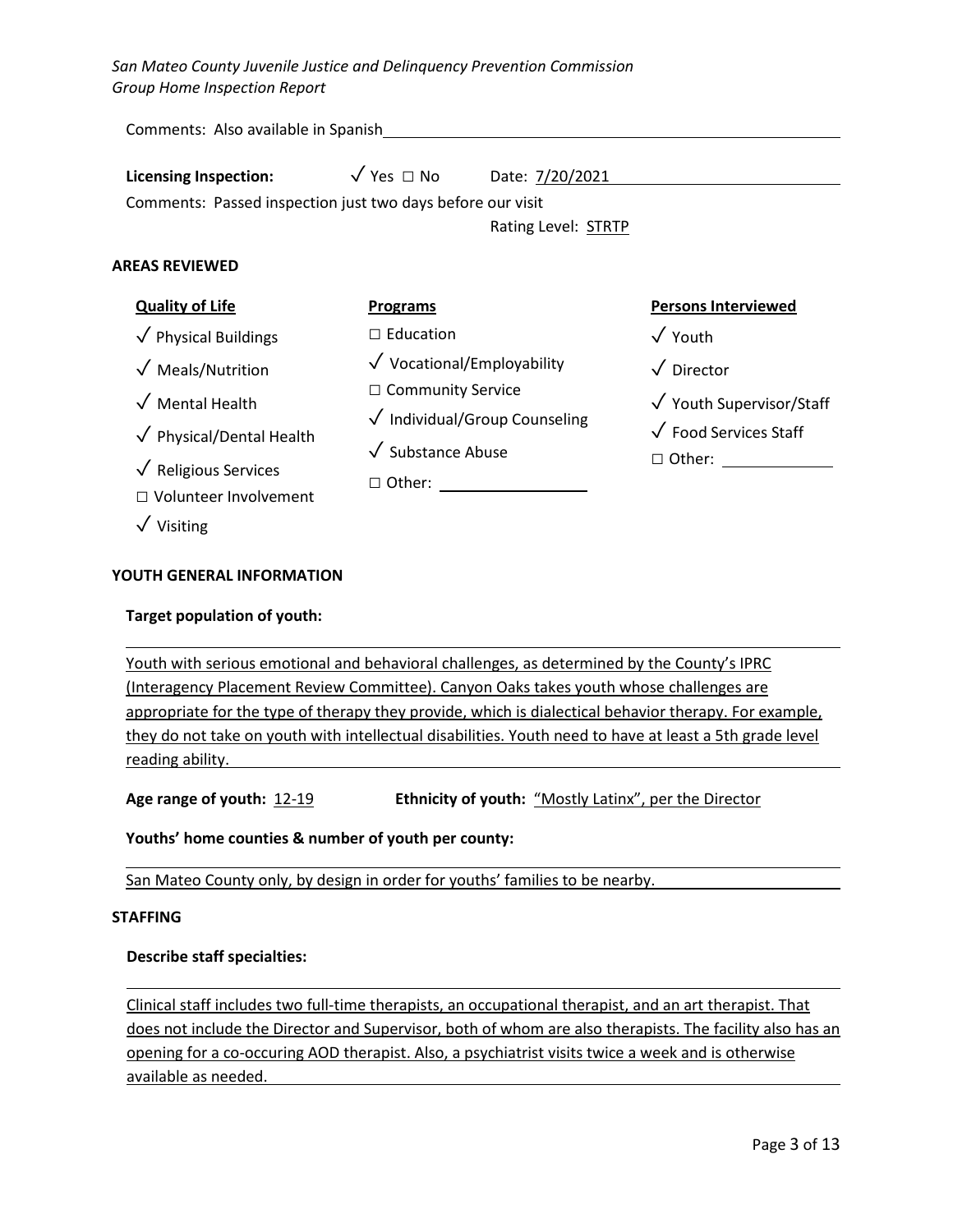Comments: Also available in Spanish

**Licensing Inspection:** ✓ Yes ☐ No Date: 7/20/2021

Comments: Passed inspection just two days before our visit

Rating Level: STRTP

**AREAS REVIEWED**

**Quality of Life**

- ✓ Physical Buildings
- ✓ Meals/Nutrition
- ✓ Mental Health
- ✓ Physical/Dental Health
- ✓ Religious Services
- ☐ Volunteer Involvement
- ✓ Visiting

**Programs**

- ☐ Education
- ✓ Vocational/Employability
- ☐ Community Service
- ✓ Individual/Group Counseling
- ✓ Substance Abuse
- ☐ Other: 

**Persons Interviewed**

- ✓ Youth
- ✓ Director
- ✓ Youth Supervisor/Staff
- ✓ Food Services Staff
- ☐ Other: 

**YOUTH GENERAL INFORMATION**

**Target population of youth:**

Youth with serious emotional and behavioral challenges, as determined by the County's IPRC (Interagency Placement Review Committee). Canyon Oaks takes youth whose challenges are appropriate for the type of therapy they provide, which is dialectical behavior therapy. For example, they do not take on youth with intellectual disabilities. Youth need to have at least a 5th grade level reading ability.

**Age range of youth:** 12-19 **Ethnicity of youth:** "Mostly Latinx", per the Director

**Youths' home counties & number of youth per county:**

San Mateo County only, by design in order for youths' families to be nearby.

**STAFFING**

**Describe staff specialties:**

Clinical staff includes two full-time therapists, an occupational therapist, and an art therapist. That does not include the Director and Supervisor, both of whom are also therapists. The facility also has an opening for a co-occuring AOD therapist. Also, a psychiatrist visits twice a week and is otherwise available as needed.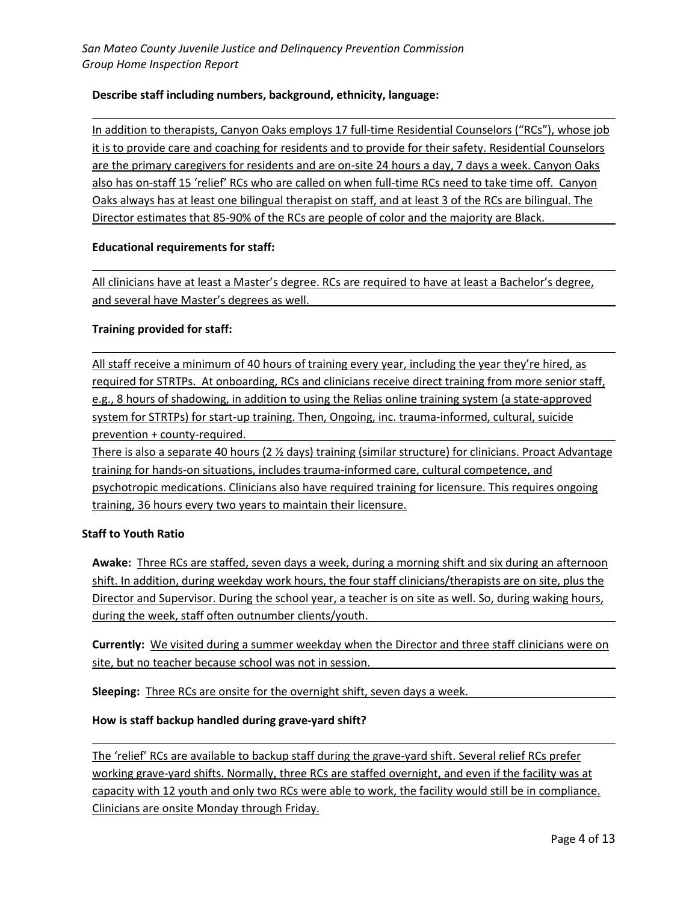**Describe staff including numbers, background, ethnicity, language:**

In addition to therapists, Canyon Oaks employs 17 full-time Residential Counselors ("RCs"), whose job it is to provide care and coaching for residents and to provide for their safety. Residential Counselors are the primary caregivers for residents and are on-site 24 hours a day, 7 days a week. Canyon Oaks also has on-staff 15 'relief' RCs who are called on when full-time RCs need to take time off. Canyon Oaks always has at least one bilingual therapist on staff, and at least 3 of the RCs are bilingual. The Director estimates that 85-90% of the RCs are people of color and the majority are Black.

**Educational requirements for staff:**

All clinicians have at least a Master's degree. RCs are required to have at least a Bachelor's degree, and several have Master's degrees as well.

**Training provided for staff:**

All staff receive a minimum of 40 hours of training every year, including the year they're hired, as required for STRTPs. At onboarding, RCs and clinicians receive direct training from more senior staff, e.g., 8 hours of shadowing, in addition to using the Relias online training system (a state-approved system for STRTPs) for start-up training. Then, Ongoing, inc. trauma-informed, cultural, suicide prevention + county-required.

There is also a separate 40 hours (2 ½ days) training (similar structure) for clinicians. Proact Advantage training for hands-on situations, includes trauma-informed care, cultural competence, and psychotropic medications. Clinicians also have required training for licensure. This requires ongoing training, 36 hours every two years to maintain their licensure.

**Staff to Youth Ratio**

**Awake:** Three RCs are staffed, seven days a week, during a morning shift and six during an afternoon shift. In addition, during weekday work hours, the four staff clinicians/therapists are on site, plus the Director and Supervisor. During the school year, a teacher is on site as well. So, during waking hours, during the week, staff often outnumber clients/youth.

**Currently:** We visited during a summer weekday when the Director and three staff clinicians were on site, but no teacher because school was not in session.

**Sleeping:** Three RCs are onsite for the overnight shift, seven days a week.

**How is staff backup handled during grave-yard shift?**

The 'relief' RCs are available to backup staff during the grave-yard shift. Several relief RCs prefer working grave-yard shifts. Normally, three RCs are staffed overnight, and even if the facility was at capacity with 12 youth and only two RCs were able to work, the facility would still be in compliance. Clinicians are onsite Monday through Friday.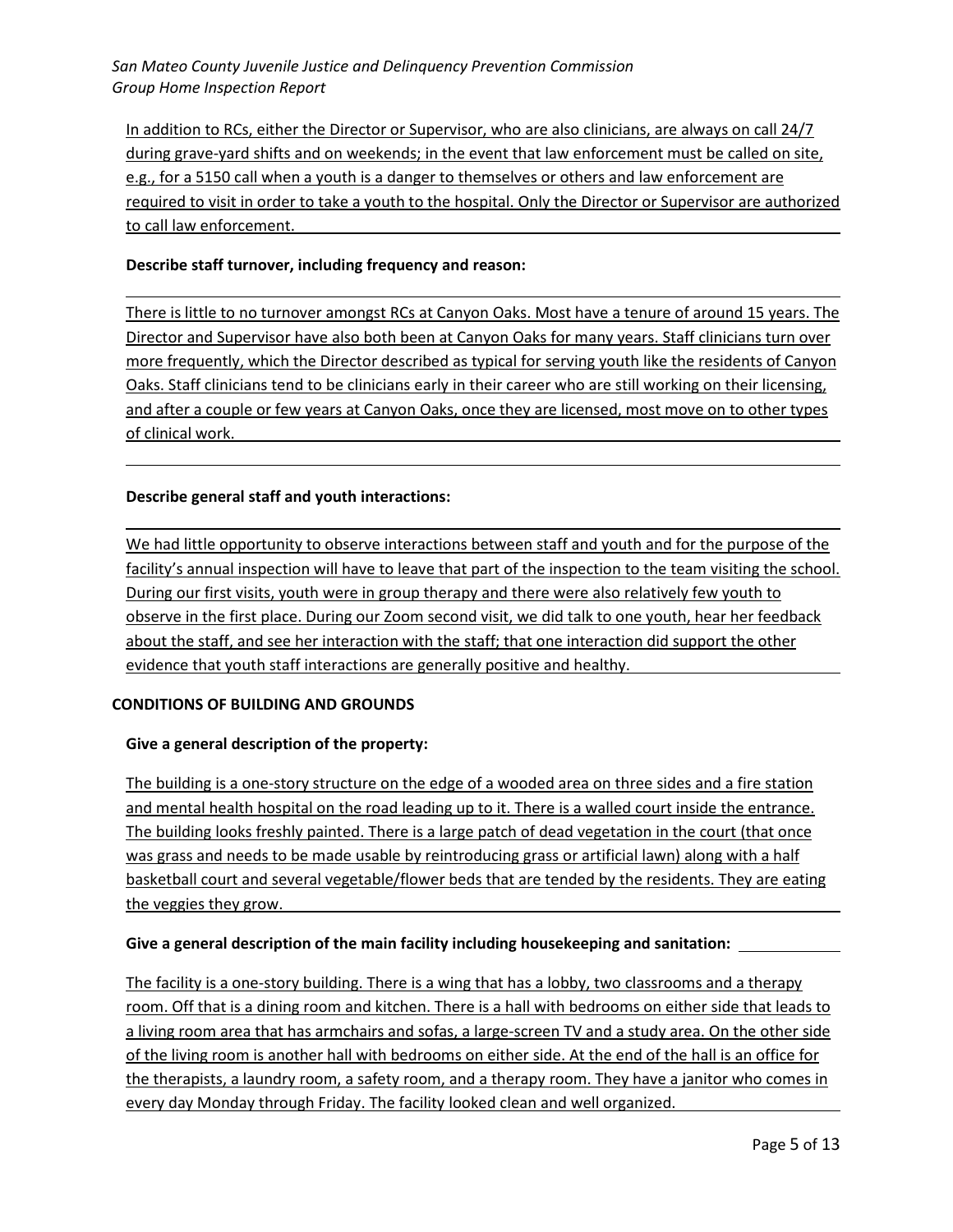In addition to RCs, either the Director or Supervisor, who are also clinicians, are always on call 24/7 during grave-yard shifts and on weekends; in the event that law enforcement must be called on site, e.g., for a 5150 call when a youth is a danger to themselves or others and law enforcement are required to visit in order to take a youth to the hospital. Only the Director or Supervisor are authorized to call law enforcement.

**Describe staff turnover, including frequency and reason:**

There is little to no turnover amongst RCs at Canyon Oaks. Most have a tenure of around 15 years. The Director and Supervisor have also both been at Canyon Oaks for many years. Staff clinicians turn over more frequently, which the Director described as typical for serving youth like the residents of Canyon Oaks. Staff clinicians tend to be clinicians early in their career who are still working on their licensing, and after a couple or few years at Canyon Oaks, once they are licensed, most move on to other types of clinical work.

**Describe general staff and youth interactions:**

We had little opportunity to observe interactions between staff and youth and for the purpose of the facility's annual inspection will have to leave that part of the inspection to the team visiting the school. During our first visits, youth were in group therapy and there were also relatively few youth to observe in the first place. During our Zoom second visit, we did talk to one youth, hear her feedback about the staff, and see her interaction with the staff; that one interaction did support the other evidence that youth staff interactions are generally positive and healthy.

**CONDITIONS OF BUILDING AND GROUNDS**

**Give a general description of the property:**

The building is a one-story structure on the edge of a wooded area on three sides and a fire station and mental health hospital on the road leading up to it. There is a walled court inside the entrance. The building looks freshly painted. There is a large patch of dead vegetation in the court (that once was grass and needs to be made usable by reintroducing grass or artificial lawn) along with a half basketball court and several vegetable/flower beds that are tended by the residents. They are eating the veggies they grow.

**Give a general description of the main facility including housekeeping and sanitation:**

The facility is a one-story building. There is a wing that has a lobby, two classrooms and a therapy room. Off that is a dining room and kitchen. There is a hall with bedrooms on either side that leads to a living room area that has armchairs and sofas, a large-screen TV and a study area. On the other side of the living room is another hall with bedrooms on either side. At the end of the hall is an office for the therapists, a laundry room, a safety room, and a therapy room. They have a janitor who comes in every day Monday through Friday. The facility looked clean and well organized.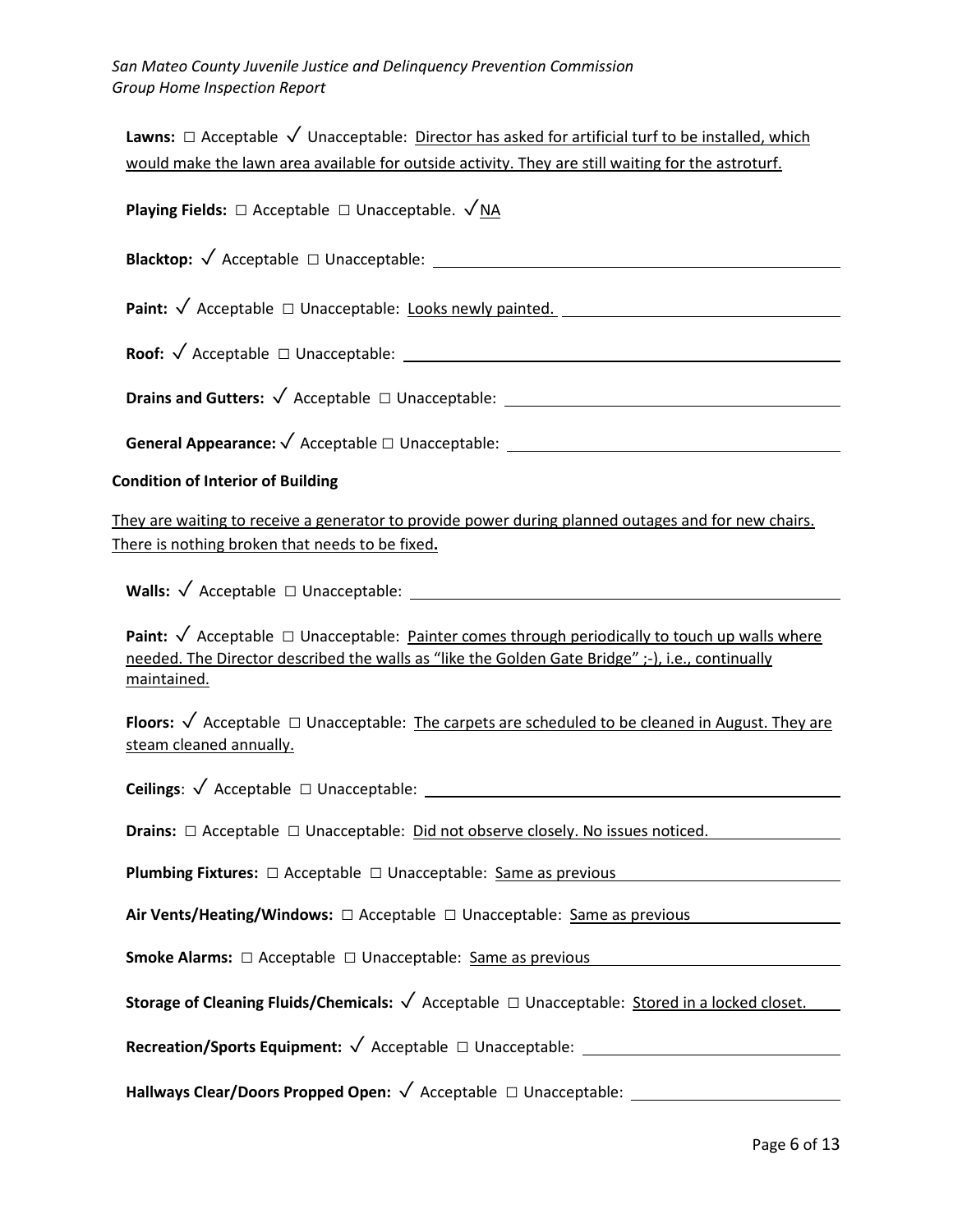**Lawns:** ☐ Acceptable ✓ Unacceptable: Director has asked for artificial turf to be installed, which would make the lawn area available for outside activity. They are still waiting for the astroturf.

**Playing Fields:** ☐ Acceptable ☐ Unacceptable. ✓NA

**Blacktop:** ✓ Acceptable ☐ Unacceptable:

**Paint:** ✓ Acceptable ☐ Unacceptable: Looks newly painted.

**Roof:** ✓ Acceptable ☐ Unacceptable:

**Drains and Gutters:** ✓ Acceptable ☐ Unacceptable:

**General Appearance:** ✓ Acceptable ☐ Unacceptable:

**Condition of Interior of Building**

They are waiting to receive a generator to provide power during planned outages and for new chairs. There is nothing broken that needs to be fixed**.**

**Walls:** ✓ Acceptable ☐ Unacceptable:

**Paint:** ✓ Acceptable ☐ Unacceptable: Painter comes through periodically to touch up walls where needed. The Director described the walls as "like the Golden Gate Bridge" ;-), i.e., continually maintained.

**Floors:** ✓ Acceptable ☐ Unacceptable: The carpets are scheduled to be cleaned in August. They are steam cleaned annually.

**Ceilings**: ✓ Acceptable ☐ Unacceptable:

**Drains:** ☐ Acceptable ☐ Unacceptable: Did not observe closely. No issues noticed.

**Plumbing Fixtures:** ☐ Acceptable ☐ Unacceptable: Same as previous

**Air Vents/Heating/Windows:** ☐ Acceptable ☐ Unacceptable: Same as previous

**Smoke Alarms:** ☐ Acceptable ☐ Unacceptable: Same as previous

**Storage of Cleaning Fluids/Chemicals:** ✓ Acceptable ☐ Unacceptable: Stored in a locked closet.

**Recreation/Sports Equipment:** ✓ Acceptable ☐ Unacceptable:

**Hallways Clear/Doors Propped Open:** ✓ Acceptable ☐ Unacceptable: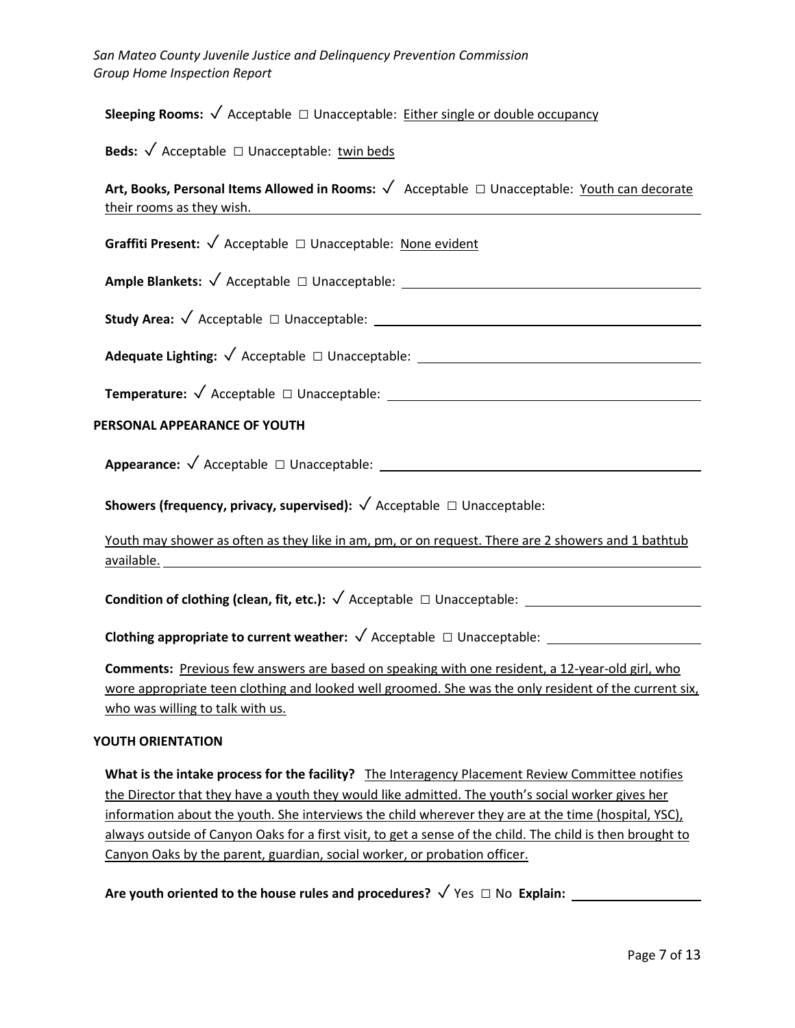**Sleeping Rooms:** ✓ Acceptable ☐ Unacceptable: Either single or double occupancy

**Beds:** ✓ Acceptable ☐ Unacceptable: twin beds

**Art, Books, Personal Items Allowed in Rooms:** ✓ Acceptable ☐ Unacceptable: Youth can decorate their rooms as they wish.

**Graffiti Present:** ✓ Acceptable ☐ Unacceptable: None evident

**Ample Blankets:** ✓ Acceptable ☐ Unacceptable:

**Study Area:** ✓ Acceptable ☐ Unacceptable:

**Adequate Lighting:** ✓ Acceptable ☐ Unacceptable:

**Temperature:** ✓ Acceptable ☐ Unacceptable:

**PERSONAL APPEARANCE OF YOUTH**

**Appearance:** ✓ Acceptable ☐ Unacceptable:

**Showers (frequency, privacy, supervised):** ✓ Acceptable ☐ Unacceptable:

Youth may shower as often as they like in am, pm, or on request. There are 2 showers and 1 bathtub available.

**Condition of clothing (clean, fit, etc.):** ✓ Acceptable ☐ Unacceptable:

**Clothing appropriate to current weather:** ✓ Acceptable ☐ Unacceptable:

**Comments:** Previous few answers are based on speaking with one resident, a 12-year-old girl, who wore appropriate teen clothing and looked well groomed. She was the only resident of the current six, who was willing to talk with us.

**YOUTH ORIENTATION**

**What is the intake process for the facility?** The Interagency Placement Review Committee notifies the Director that they have a youth they would like admitted. The youth's social worker gives her information about the youth. She interviews the child wherever they are at the time (hospital, YSC), always outside of Canyon Oaks for a first visit, to get a sense of the child. The child is then brought to Canyon Oaks by the parent, guardian, social worker, or probation officer.

**Are youth oriented to the house rules and procedures?** ✓ Yes ☐ No **Explain:**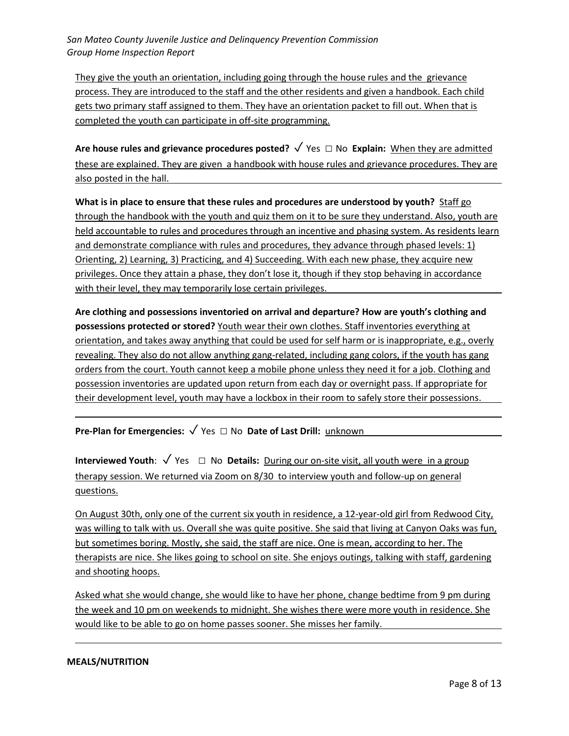They give the youth an orientation, including going through the house rules and the grievance process. They are introduced to the staff and the other residents and given a handbook. Each child gets two primary staff assigned to them. They have an orientation packet to fill out. When that is completed the youth can participate in off-site programming.

**Are house rules and grievance procedures posted?** ✓ Yes ☐ No **Explain:** When they are admitted these are explained. They are given a handbook with house rules and grievance procedures. They are also posted in the hall.

**What is in place to ensure that these rules and procedures are understood by youth?** Staff go through the handbook with the youth and quiz them on it to be sure they understand. Also, youth are held accountable to rules and procedures through an incentive and phasing system. As residents learn and demonstrate compliance with rules and procedures, they advance through phased levels: 1) Orienting, 2) Learning, 3) Practicing, and 4) Succeeding. With each new phase, they acquire new privileges. Once they attain a phase, they don't lose it, though if they stop behaving in accordance with their level, they may temporarily lose certain privileges.

**Are clothing and possessions inventoried on arrival and departure? How are youth's clothing and possessions protected or stored?** Youth wear their own clothes. Staff inventories everything at orientation, and takes away anything that could be used for self harm or is inappropriate, e.g., overly revealing. They also do not allow anything gang-related, including gang colors, if the youth has gang orders from the court. Youth cannot keep a mobile phone unless they need it for a job. Clothing and possession inventories are updated upon return from each day or overnight pass. If appropriate for their development level, youth may have a lockbox in their room to safely store their possessions.

**Pre-Plan for Emergencies:** ✓ Yes ☐ No **Date of Last Drill:** unknown

**Interviewed Youth**: ✓ Yes ☐ No **Details:** During our on-site visit, all youth were in a group therapy session. We returned via Zoom on 8/30 to interview youth and follow-up on general questions.

On August 30th, only one of the current six youth in residence, a 12-year-old girl from Redwood City, was willing to talk with us. Overall she was quite positive. She said that living at Canyon Oaks was fun, but sometimes boring. Mostly, she said, the staff are nice. One is mean, according to her. The therapists are nice. She likes going to school on site. She enjoys outings, talking with staff, gardening and shooting hoops.

Asked what she would change, she would like to have her phone, change bedtime from 9 pm during the week and 10 pm on weekends to midnight. She wishes there were more youth in residence. She would like to be able to go on home passes sooner. She misses her family.

**MEALS/NUTRITION**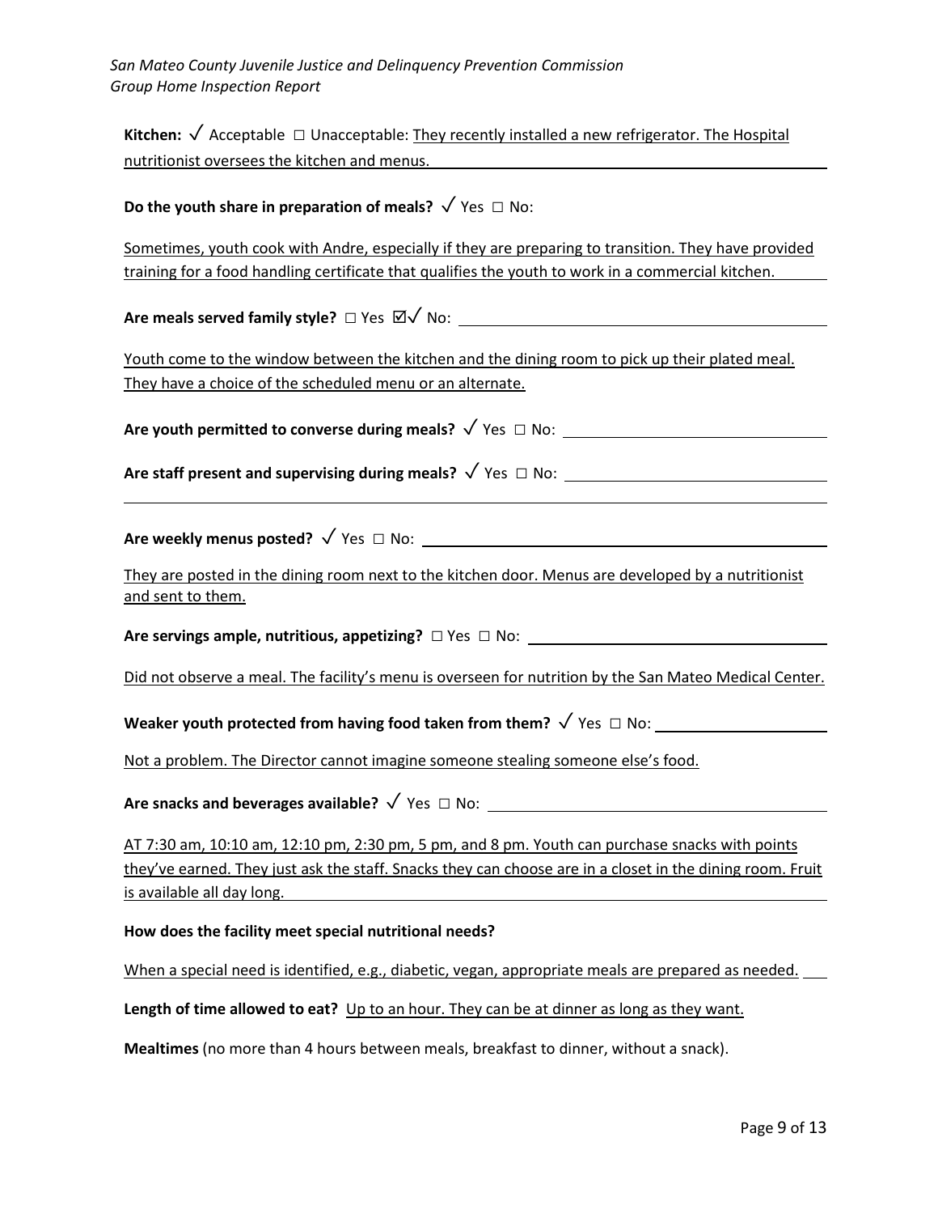**Kitchen:** √ Acceptable □ Unacceptable: They recently installed a new refrigerator. The Hospital nutritionist oversees the kitchen and menus.

**Do the youth share in preparation of meals?** √ Yes □ No:

Sometimes, youth cook with Andre, especially if they are preparing to transition. They have provided training for a food handling certificate that qualifies the youth to work in a commercial kitchen.

**Are meals served family style?** □ Yes ☑√ No:

Youth come to the window between the kitchen and the dining room to pick up their plated meal. They have a choice of the scheduled menu or an alternate.

**Are youth permitted to converse during meals?** √ Yes □ No:

**Are staff present and supervising during meals?** √ Yes □ No:

**Are weekly menus posted?** √ Yes □ No:

They are posted in the dining room next to the kitchen door. Menus are developed by a nutritionist and sent to them.

**Are servings ample, nutritious, appetizing?** □ Yes □ No:

Did not observe a meal. The facility's menu is overseen for nutrition by the San Mateo Medical Center.

**Weaker youth protected from having food taken from them?** √ Yes □ No:

Not a problem. The Director cannot imagine someone stealing someone else's food.

**Are snacks and beverages available?** √ Yes □ No:

AT 7:30 am, 10:10 am, 12:10 pm, 2:30 pm, 5 pm, and 8 pm. Youth can purchase snacks with points they've earned. They just ask the staff. Snacks they can choose are in a closet in the dining room. Fruit is available all day long.

**How does the facility meet special nutritional needs?**

When a special need is identified, e.g., diabetic, vegan, appropriate meals are prepared as needed.

**Length of time allowed to eat?** Up to an hour. They can be at dinner as long as they want.

**Mealtimes** (no more than 4 hours between meals, breakfast to dinner, without a snack).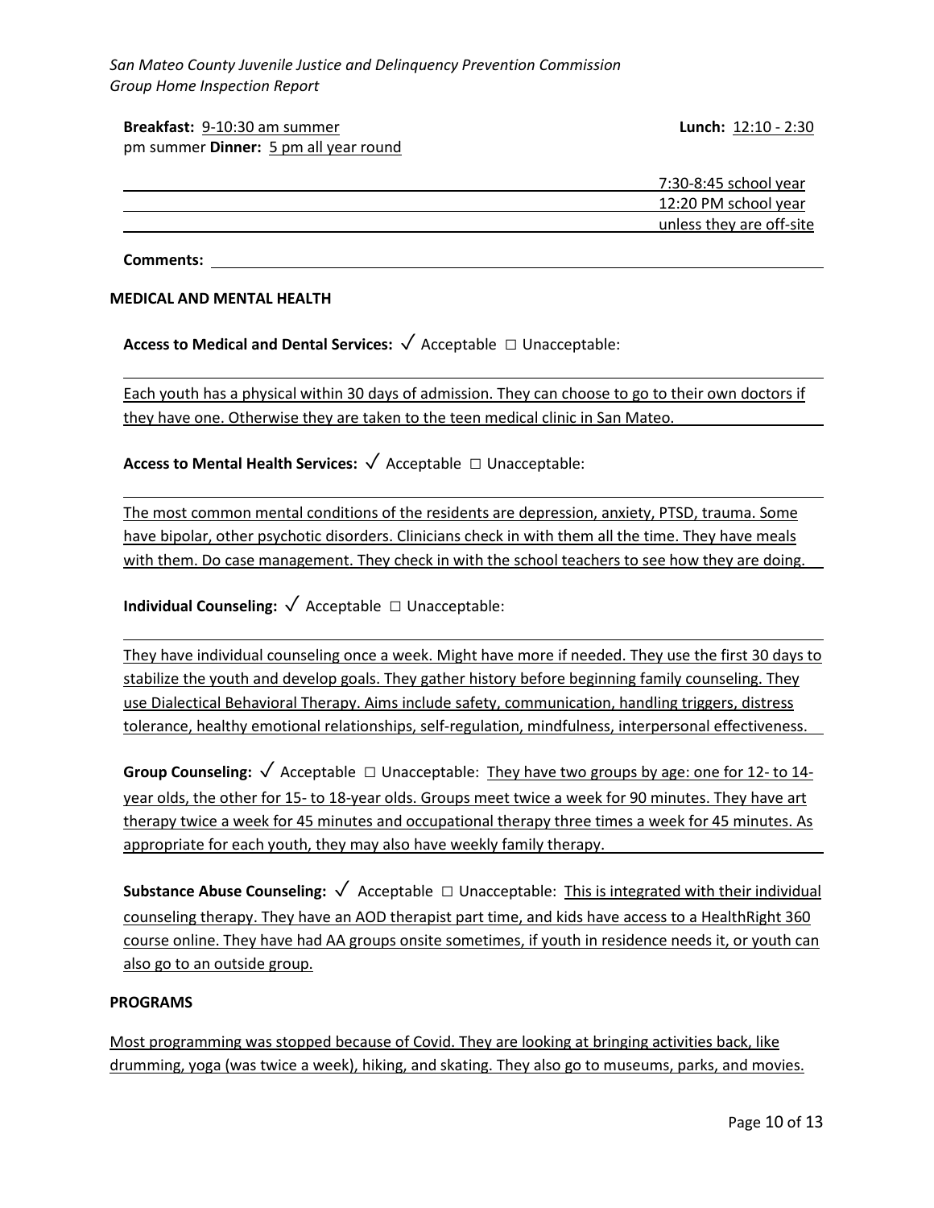**Breakfast:** 9-10:30 am summer 7:30-8:45 school year

**Lunch:** 12:10 - 2:30 pm summer 12:20 PM school year

**Dinner:** 5 pm all year round unless they are off-site

**Comments:**

**MEDICAL AND MENTAL HEALTH**

**Access to Medical and Dental Services:** ✓ Acceptable ☐ Unacceptable:

Each youth has a physical within 30 days of admission. They can choose to go to their own doctors if they have one. Otherwise they are taken to the teen medical clinic in San Mateo.

**Access to Mental Health Services:** ✓ Acceptable ☐ Unacceptable:

The most common mental conditions of the residents are depression, anxiety, PTSD, trauma. Some have bipolar, other psychotic disorders. Clinicians check in with them all the time. They have meals with them. Do case management. They check in with the school teachers to see how they are doing.

**Individual Counseling:** ✓ Acceptable ☐ Unacceptable:

They have individual counseling once a week. Might have more if needed. They use the first 30 days to stabilize the youth and develop goals. They gather history before beginning family counseling. They use Dialectical Behavioral Therapy. Aims include safety, communication, handling triggers, distress tolerance, healthy emotional relationships, self-regulation, mindfulness, interpersonal effectiveness.

**Group Counseling:** ✓ Acceptable ☐ Unacceptable: They have two groups by age: one for 12- to 14-year olds, the other for 15- to 18-year olds. Groups meet twice a week for 90 minutes. They have art therapy twice a week for 45 minutes and occupational therapy three times a week for 45 minutes. As appropriate for each youth, they may also have weekly family therapy.

**Substance Abuse Counseling:** ✓ Acceptable ☐ Unacceptable: This is integrated with their individual counseling therapy. They have an AOD therapist part time, and kids have access to a HealthRight 360 course online. They have had AA groups onsite sometimes, if youth in residence needs it, or youth can also go to an outside group.

**PROGRAMS**

Most programming was stopped because of Covid. They are looking at bringing activities back, like drumming, yoga (was twice a week), hiking, and skating. They also go to museums, parks, and movies.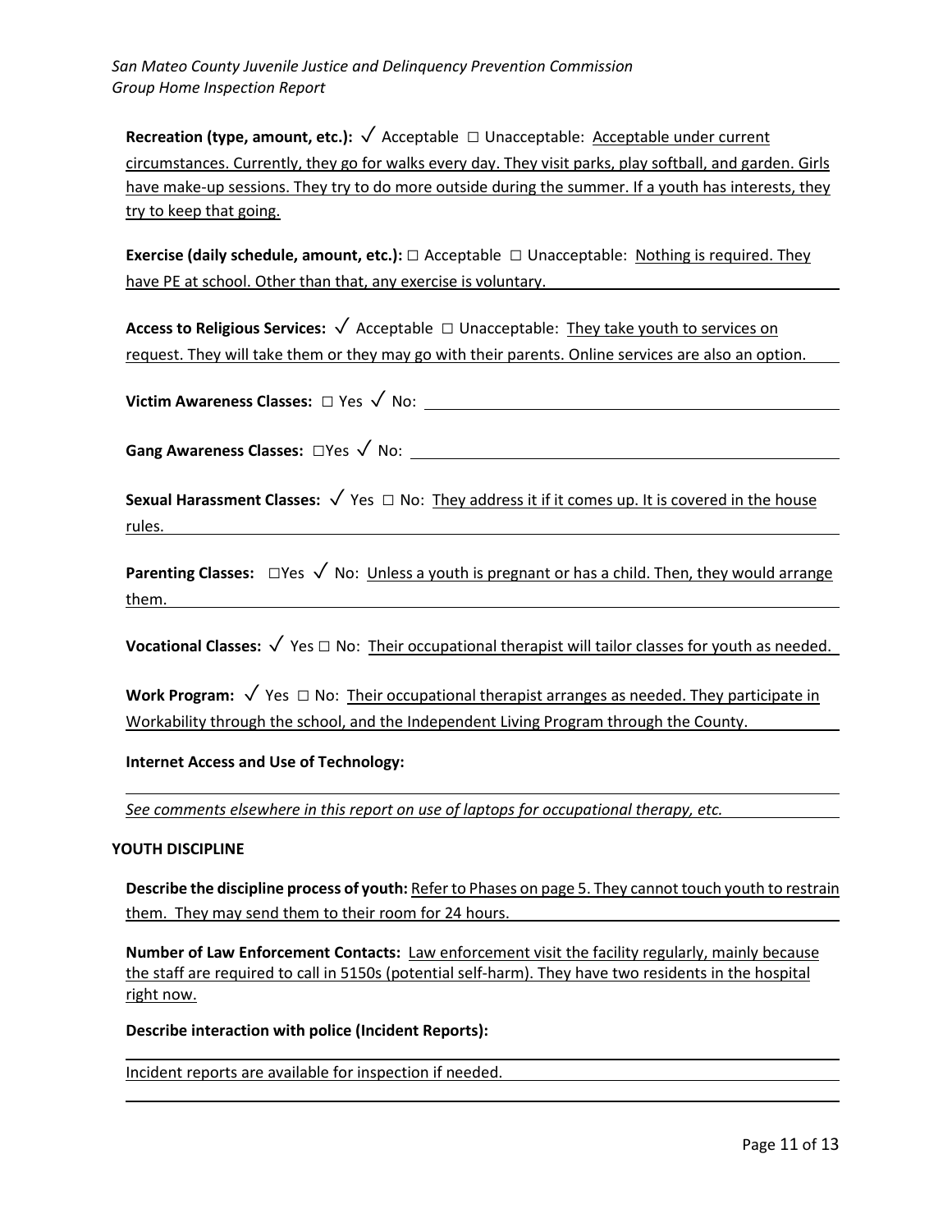**Recreation (type, amount, etc.):** ✓ Acceptable ☐ Unacceptable: Acceptable under current circumstances. Currently, they go for walks every day. They visit parks, play softball, and garden. Girls have make-up sessions. They try to do more outside during the summer. If a youth has interests, they try to keep that going.

**Exercise (daily schedule, amount, etc.):** ☐ Acceptable ☐ Unacceptable: Nothing is required. They have PE at school. Other than that, any exercise is voluntary.

**Access to Religious Services:** ✓ Acceptable ☐ Unacceptable: They take youth to services on request. They will take them or they may go with their parents. Online services are also an option.

**Victim Awareness Classes:** ☐ Yes ✓ No:

**Gang Awareness Classes:** ☐Yes ✓ No:

**Sexual Harassment Classes:** ✓ Yes ☐ No: They address it if it comes up. It is covered in the house rules.

**Parenting Classes:** ☐Yes ✓ No: Unless a youth is pregnant or has a child. Then, they would arrange them.

**Vocational Classes:** ✓ Yes ☐ No: Their occupational therapist will tailor classes for youth as needed.

**Work Program:** ✓ Yes ☐ No: Their occupational therapist arranges as needed. They participate in Workability through the school, and the Independent Living Program through the County.

**Internet Access and Use of Technology:**

*See comments elsewhere in this report on use of laptops for occupational therapy, etc.*

**YOUTH DISCIPLINE**

**Describe the discipline process of youth:** Refer to Phases on page 5. They cannot touch youth to restrain them. They may send them to their room for 24 hours.

**Number of Law Enforcement Contacts:** Law enforcement visit the facility regularly, mainly because the staff are required to call in 5150s (potential self-harm). They have two residents in the hospital right now.

**Describe interaction with police (Incident Reports):**

Incident reports are available for inspection if needed.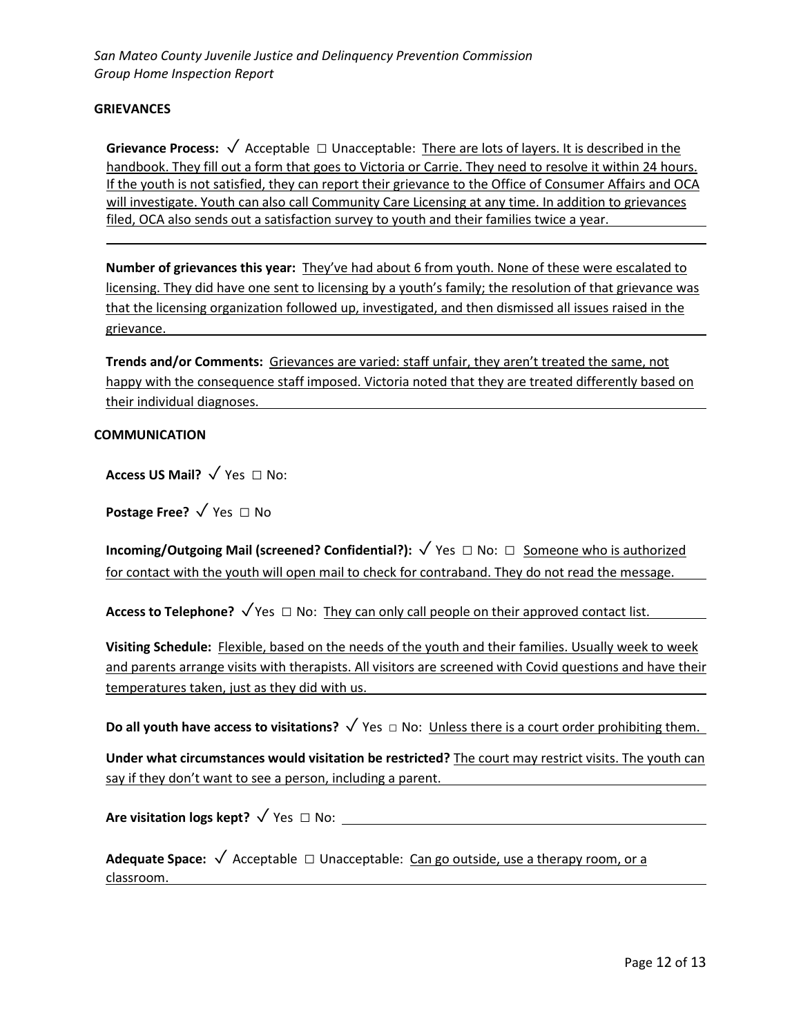## GRIEVANCES

**Grievance Process:** ✓ Acceptable ☐ Unacceptable: There are lots of layers. It is described in the handbook. They fill out a form that goes to Victoria or Carrie. They need to resolve it within 24 hours. If the youth is not satisfied, they can report their grievance to the Office of Consumer Affairs and OCA will investigate. Youth can also call Community Care Licensing at any time. In addition to grievances filed, OCA also sends out a satisfaction survey to youth and their families twice a year.

**Number of grievances this year:** They've had about 6 from youth. None of these were escalated to licensing. They did have one sent to licensing by a youth's family; the resolution of that grievance was that the licensing organization followed up, investigated, and then dismissed all issues raised in the grievance.

**Trends and/or Comments:** Grievances are varied: staff unfair, they aren't treated the same, not happy with the consequence staff imposed. Victoria noted that they are treated differently based on their individual diagnoses.

## COMMUNICATION

**Access US Mail?** ✓ Yes ☐ No:

**Postage Free?** ✓ Yes ☐ No

**Incoming/Outgoing Mail (screened? Confidential?):** ✓ Yes ☐ No: ☐ Someone who is authorized for contact with the youth will open mail to check for contraband. They do not read the message.

**Access to Telephone?** ✓ Yes ☐ No: They can only call people on their approved contact list.

**Visiting Schedule:** Flexible, based on the needs of the youth and their families. Usually week to week and parents arrange visits with therapists. All visitors are screened with Covid questions and have their temperatures taken, just as they did with us.

**Do all youth have access to visitations?** ✓ Yes ☐ No: Unless there is a court order prohibiting them.

**Under what circumstances would visitation be restricted?** The court may restrict visits. The youth can say if they don't want to see a person, including a parent.

**Are visitation logs kept?** ✓ Yes ☐ No:

**Adequate Space:** ✓ Acceptable ☐ Unacceptable: Can go outside, use a therapy room, or a classroom.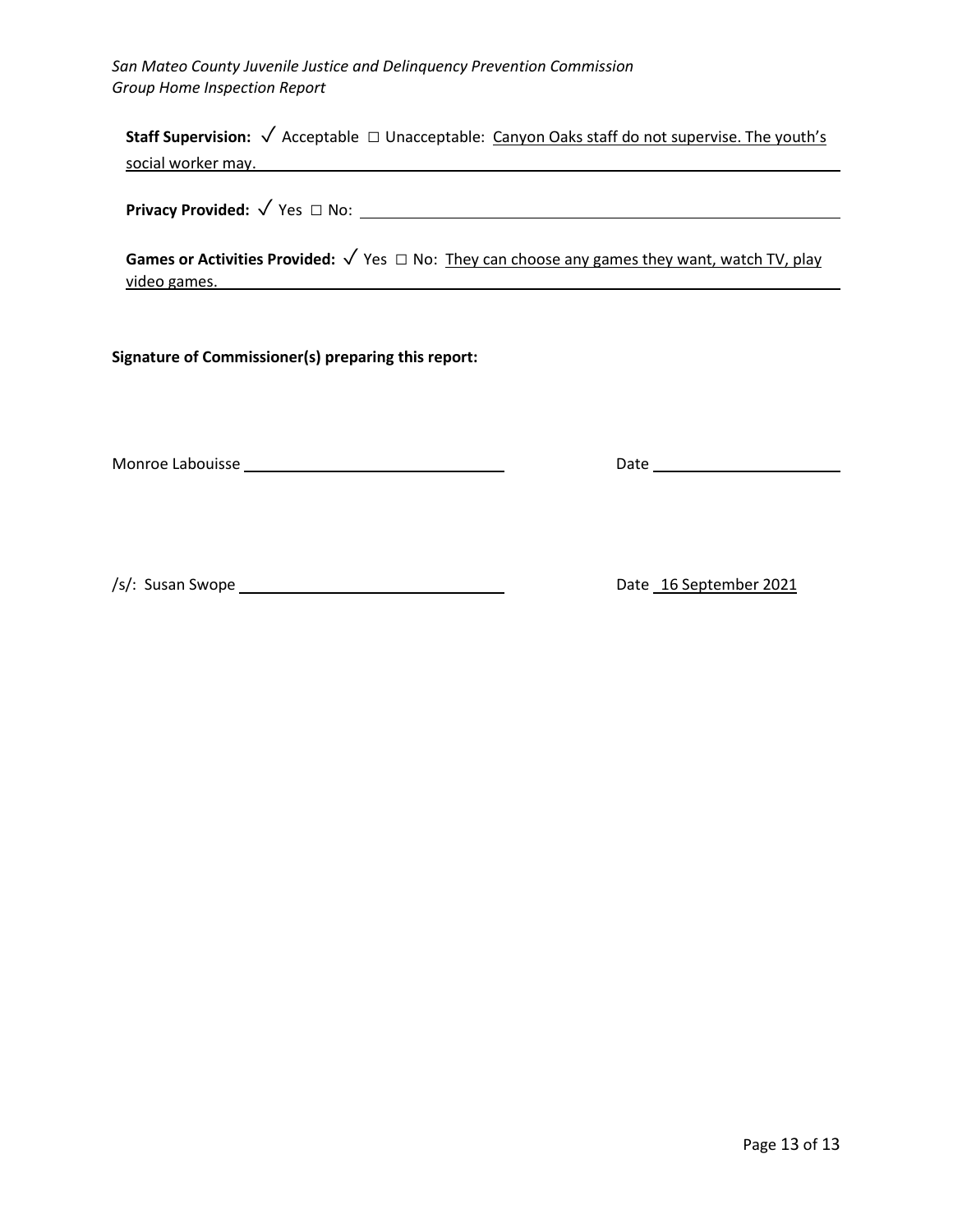**Staff Supervision:** ✓ Acceptable ☐ Unacceptable: Canyon Oaks staff do not supervise. The youth's social worker may.

**Privacy Provided:** ✓ Yes ☐ No:

**Games or Activities Provided:** ✓ Yes ☐ No: They can choose any games they want, watch TV, play video games.

**Signature of Commissioner(s) preparing this report:**

Monroe Labouisse ______________________ Date ______________________

/s/: Susan Swope ______________________ Date 16 September 2021